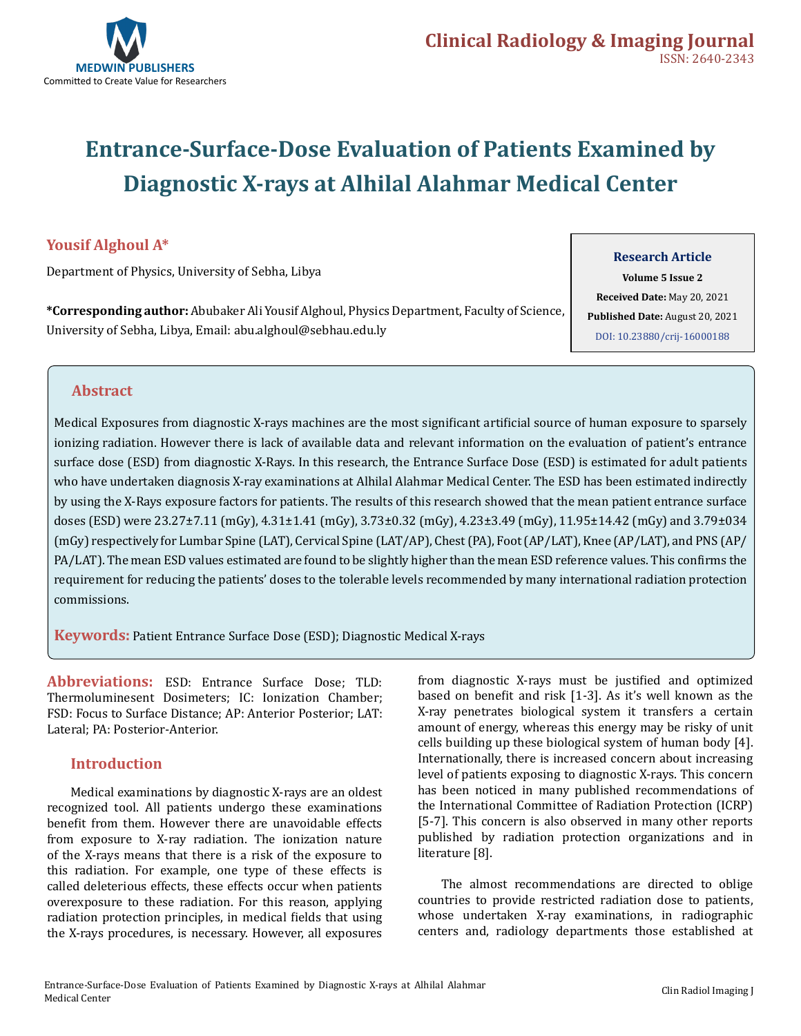# Entrance-Surface-Dose Evaluation of Patients Examined by Diagnostic X-rays at Alhilal Alahmar Medical Center

**Yousif Alghoul A***

Department of Physics, University of Sebha, Libya

**\*Corresponding author:** Abubaker Ali Yousif Alghoul, Physics Department, Faculty of Science, University of Sebha, Libya, Email: abu.alghoul@sebhau.edu.ly

**Research Article**

**Volume 5 Issue 2**

**Received Date:** May 20, 2021

**Published Date:** August 20, 2021

DOI: 10.23880/crij-16000188

## Abstract

Medical Exposures from diagnostic X-rays machines are the most significant artificial source of human exposure to sparsely ionizing radiation. However there is lack of available data and relevant information on the evaluation of patient's entrance surface dose (ESD) from diagnostic X-Rays. In this research, the Entrance Surface Dose (ESD) is estimated for adult patients who have undertaken diagnosis X-ray examinations at Alhilal Alahmar Medical Center. The ESD has been estimated indirectly by using the X-Rays exposure factors for patients. The results of this research showed that the mean patient entrance surface doses (ESD) were 23.27±7.11 (mGy), 4.31±1.41 (mGy), 3.73±0.32 (mGy), 4.23±3.49 (mGy), 11.95±14.42 (mGy) and 3.79±034 (mGy) respectively for Lumbar Spine (LAT), Cervical Spine (LAT/AP), Chest (PA), Foot (AP/LAT), Knee (AP/LAT), and PNS (AP/PA/LAT). The mean ESD values estimated are found to be slightly higher than the mean ESD reference values. This confirms the requirement for reducing the patients' doses to the tolerable levels recommended by many international radiation protection commissions.

**Keywords:** Patient Entrance Surface Dose (ESD); Diagnostic Medical X-rays

**Abbreviations:** ESD: Entrance Surface Dose; TLD: Thermoluminesent Dosimeters; IC: Ionization Chamber; FSD: Focus to Surface Distance; AP: Anterior Posterior; LAT: Lateral; PA: Posterior-Anterior.

## Introduction

Medical examinations by diagnostic X-rays are an oldest recognized tool. All patients undergo these examinations benefit from them. However there are unavoidable effects from exposure to X-ray radiation. The ionization nature of the X-rays means that there is a risk of the exposure to this radiation. For example, one type of these effects is called deleterious effects, these effects occur when patients overexposure to these radiation. For this reason, applying radiation protection principles, in medical fields that using the X-rays procedures, is necessary. However, all exposures from diagnostic X-rays must be justified and optimized based on benefit and risk [1-3]. As it's well known as the X-ray penetrates biological system it transfers a certain amount of energy, whereas this energy may be risky of unit cells building up these biological system of human body [4]. Internationally, there is increased concern about increasing level of patients exposing to diagnostic X-rays. This concern has been noticed in many published recommendations of the International Committee of Radiation Protection (ICRP) [5-7]. This concern is also observed in many other reports published by radiation protection organizations and in literature [8].

The almost recommendations are directed to oblige countries to provide restricted radiation dose to patients, whose undertaken X-ray examinations, in radiographic centers and, radiology departments those established at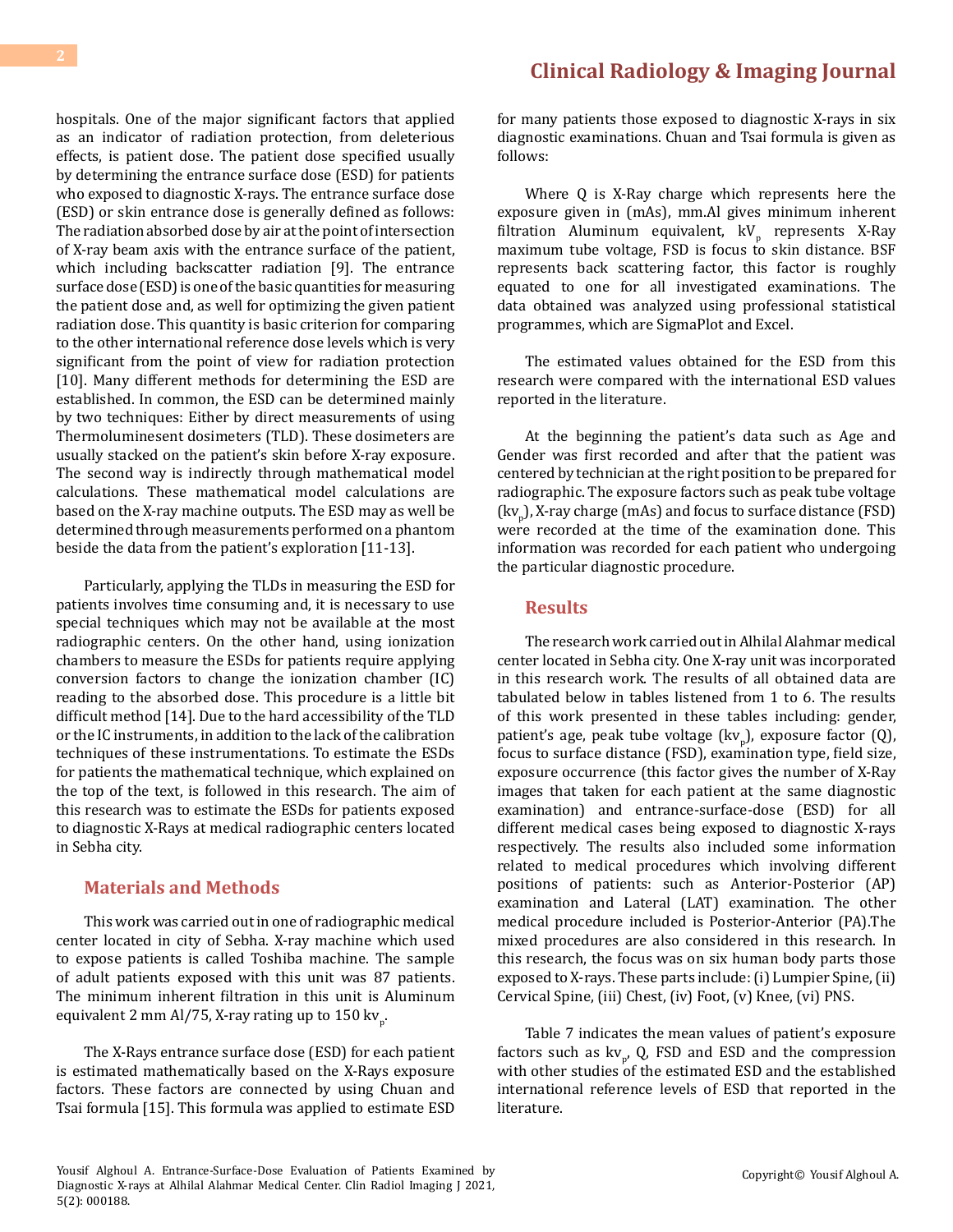hospitals. One of the major significant factors that applied as an indicator of radiation protection, from deleterious effects, is patient dose. The patient dose specified usually by determining the entrance surface dose (ESD) for patients who exposed to diagnostic X-rays. The entrance surface dose (ESD) or skin entrance dose is generally defined as follows: The radiation absorbed dose by air at the point of intersection of X-ray beam axis with the entrance surface of the patient, which including backscatter radiation [9]. The entrance surface dose (ESD) is one of the basic quantities for measuring the patient dose and, as well for optimizing the given patient radiation dose. This quantity is basic criterion for comparing to the other international reference dose levels which is very significant from the point of view for radiation protection [10]. Many different methods for determining the ESD are established. In common, the ESD can be determined mainly by two techniques: Either by direct measurements of using Thermoluminesent dosimeters (TLD). These dosimeters are usually stacked on the patient's skin before X-ray exposure. The second way is indirectly through mathematical model calculations. These mathematical model calculations are based on the X-ray machine outputs. The ESD may as well be determined through measurements performed on a phantom beside the data from the patient's exploration [11-13].

Particularly, applying the TLDs in measuring the ESD for patients involves time consuming and, it is necessary to use special techniques which may not be available at the most radiographic centers. On the other hand, using ionization chambers to measure the ESDs for patients require applying conversion factors to change the ionization chamber (IC) reading to the absorbed dose. This procedure is a little bit difficult method [14]. Due to the hard accessibility of the TLD or the IC instruments, in addition to the lack of the calibration techniques of these instrumentations. To estimate the ESDs for patients the mathematical technique, which explained on the top of the text, is followed in this research. The aim of this research was to estimate the ESDs for patients exposed to diagnostic X-Rays at medical radiographic centers located in Sebha city.

## Materials and Methods

This work was carried out in one of radiographic medical center located in city of Sebha. X-ray machine which used to expose patients is called Toshiba machine. The sample of adult patients exposed with this unit was 87 patients. The minimum inherent filtration in this unit is Aluminum equivalent 2 mm Al/75, X-ray rating up to 150 $kv_p$.

The X-Rays entrance surface dose (ESD) for each patient is estimated mathematically based on the X-Rays exposure factors. These factors are connected by using Chuan and Tsai formula [15]. This formula was applied to estimate ESD for many patients those exposed to diagnostic X-rays in six diagnostic examinations. Chuan and Tsai formula is given as follows:

Where Q is X-Ray charge which represents here the exposure given in (mAs), mm.Al gives minimum inherent filtration Aluminum equivalent, $kV_p$ represents X-Ray maximum tube voltage, FSD is focus to skin distance. BSF represents back scattering factor, this factor is roughly equated to one for all investigated examinations. The data obtained was analyzed using professional statistical programmes, which are SigmaPlot and Excel.

The estimated values obtained for the ESD from this research were compared with the international ESD values reported in the literature.

At the beginning the patient's data such as Age and Gender was first recorded and after that the patient was centered by technician at the right position to be prepared for radiographic. The exposure factors such as peak tube voltage ($kv_p$), X-ray charge (mAs) and focus to surface distance (FSD) were recorded at the time of the examination done. This information was recorded for each patient who undergoing the particular diagnostic procedure.

## Results

The research work carried out in Alhilal Alahmar medical center located in Sebha city. One X-ray unit was incorporated in this research work. The results of all obtained data are tabulated below in tables listed from 1 to 6. The results of this work presented in these tables including: gender, patient's age, peak tube voltage ($kv_p$), exposure factor (Q), focus to surface distance (FSD), examination type, field size, exposure occurrence (this factor gives the number of X-Ray images that taken for each patient at the same diagnostic examination) and entrance-surface-dose (ESD) for all different medical cases being exposed to diagnostic X-rays respectively. The results also included some information related to medical procedures which involving different positions of patients: such as Anterior-Posterior (AP) examination and Lateral (LAT) examination. The other medical procedure included is Posterior-Anterior (PA).The mixed procedures are also considered in this research. In this research, the focus was on six human body parts those exposed to X-rays. These parts include: (i) Lumpier Spine, (ii) Cervical Spine, (iii) Chest, (iv) Foot, (v) Knee, (vi) PNS.

Table 7 indicates the mean values of patient's exposure factors such as $kv_p$, Q, FSD and ESD and the compression with other studies of the estimated ESD and the established international reference levels of ESD that reported in the literature.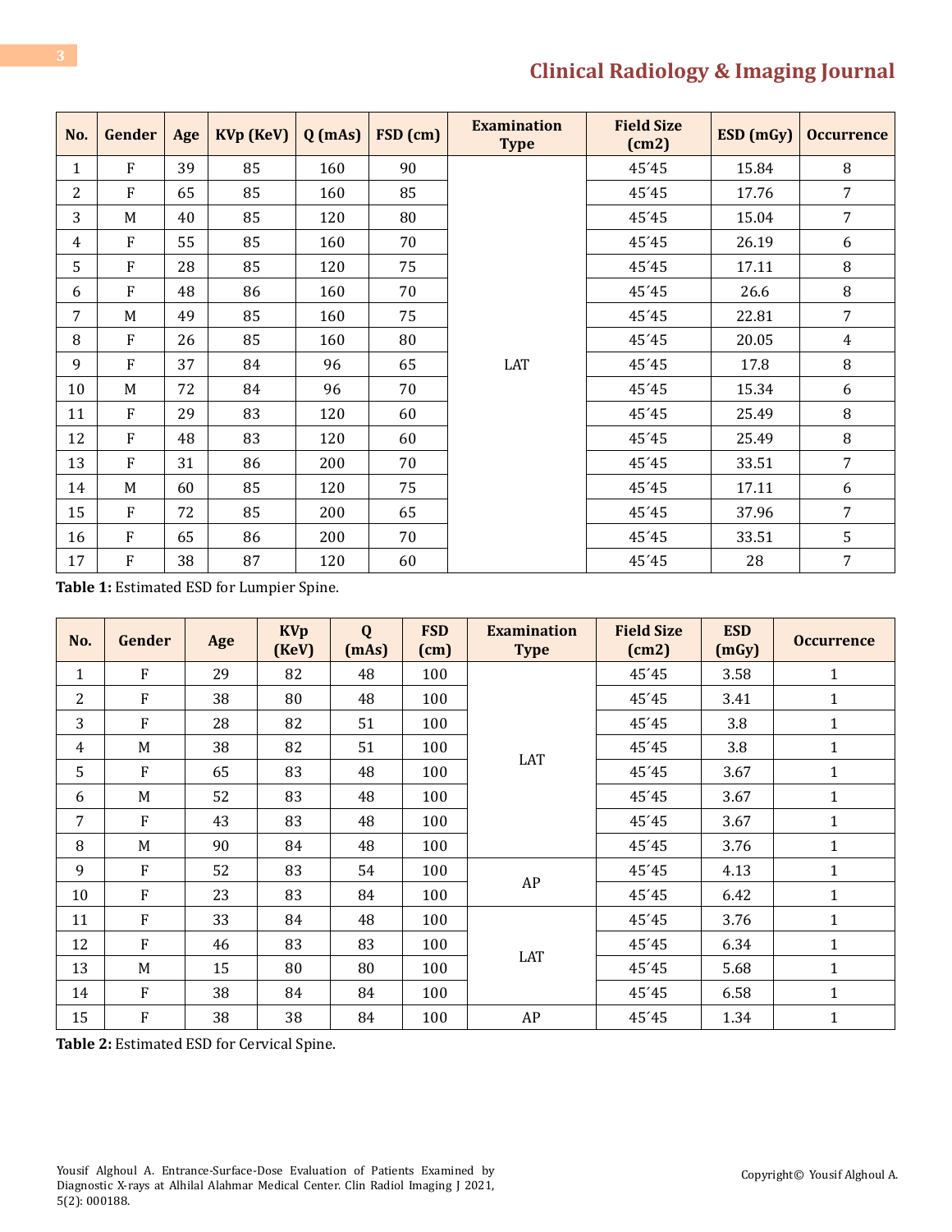| No. | Gender | Age | KVp (KeV) | Q (mAs) | FSD (cm) | Examination Type | Field Size (cm2) | ESD (mGy) | Occurrence |
|---|---|---|---|---|---|---|---|---|---|
| 1 | F | 39 | 85 | 160 | 90 | LAT | 45´45 | 15.84 | 8 |
| 2 | F | 65 | 85 | 160 | 85 | | 45´45 | 17.76 | 7 |
| 3 | M | 40 | 85 | 120 | 80 | | 45´45 | 15.04 | 7 |
| 4 | F | 55 | 85 | 160 | 70 | | 45´45 | 26.19 | 6 |
| 5 | F | 28 | 85 | 120 | 75 | | 45´45 | 17.11 | 8 |
| 6 | F | 48 | 86 | 160 | 70 | | 45´45 | 26.6 | 8 |
| 7 | M | 49 | 85 | 160 | 75 | | 45´45 | 22.81 | 7 |
| 8 | F | 26 | 85 | 160 | 80 | | 45´45 | 20.05 | 4 |
| 9 | F | 37 | 84 | 96 | 65 | | 45´45 | 17.8 | 8 |
| 10 | M | 72 | 84 | 96 | 70 | | 45´45 | 15.34 | 6 |
| 11 | F | 29 | 83 | 120 | 60 | | 45´45 | 25.49 | 8 |
| 12 | F | 48 | 83 | 120 | 60 | | 45´45 | 25.49 | 8 |
| 13 | F | 31 | 86 | 200 | 70 | | 45´45 | 33.51 | 7 |
| 14 | M | 60 | 85 | 120 | 75 | | 45´45 | 17.11 | 6 |
| 15 | F | 72 | 85 | 200 | 65 | | 45´45 | 37.96 | 7 |
| 16 | F | 65 | 86 | 200 | 70 | | 45´45 | 33.51 | 5 |
| 17 | F | 38 | 87 | 120 | 60 | | 45´45 | 28 | 7 |

**Table 1:** Estimated ESD for Lumpier Spine.

| No. | Gender | Age | KVp (KeV) | Q (mAs) | FSD (cm) | Examination Type | Field Size (cm2) | ESD (mGy) | Occurrence |
|---|---|---|---|---|---|---|---|---|---|
| 1 | F | 29 | 82 | 48 | 100 | LAT | 45´45 | 3.58 | 1 |
| 2 | F | 38 | 80 | 48 | 100 | | 45´45 | 3.41 | 1 |
| 3 | F | 28 | 82 | 51 | 100 | | 45´45 | 3.8 | 1 |
| 4 | M | 38 | 82 | 51 | 100 | | 45´45 | 3.8 | 1 |
| 5 | F | 65 | 83 | 48 | 100 | | 45´45 | 3.67 | 1 |
| 6 | M | 52 | 83 | 48 | 100 | | 45´45 | 3.67 | 1 |
| 7 | F | 43 | 83 | 48 | 100 | | 45´45 | 3.67 | 1 |
| 8 | M | 90 | 84 | 48 | 100 | | 45´45 | 3.76 | 1 |
| 9 | F | 52 | 83 | 54 | 100 | AP | 45´45 | 4.13 | 1 |
| 10 | F | 23 | 83 | 84 | 100 | | 45´45 | 6.42 | 1 |
| 11 | F | 33 | 84 | 48 | 100 | LAT | 45´45 | 3.76 | 1 |
| 12 | F | 46 | 83 | 83 | 100 | | 45´45 | 6.34 | 1 |
| 13 | M | 15 | 80 | 80 | 100 | | 45´45 | 5.68 | 1 |
| 14 | F | 38 | 84 | 84 | 100 | | 45´45 | 6.58 | 1 |
| 15 | F | 38 | 38 | 84 | 100 | AP | 45´45 | 1.34 | 1 |

**Table 2:** Estimated ESD for Cervical Spine.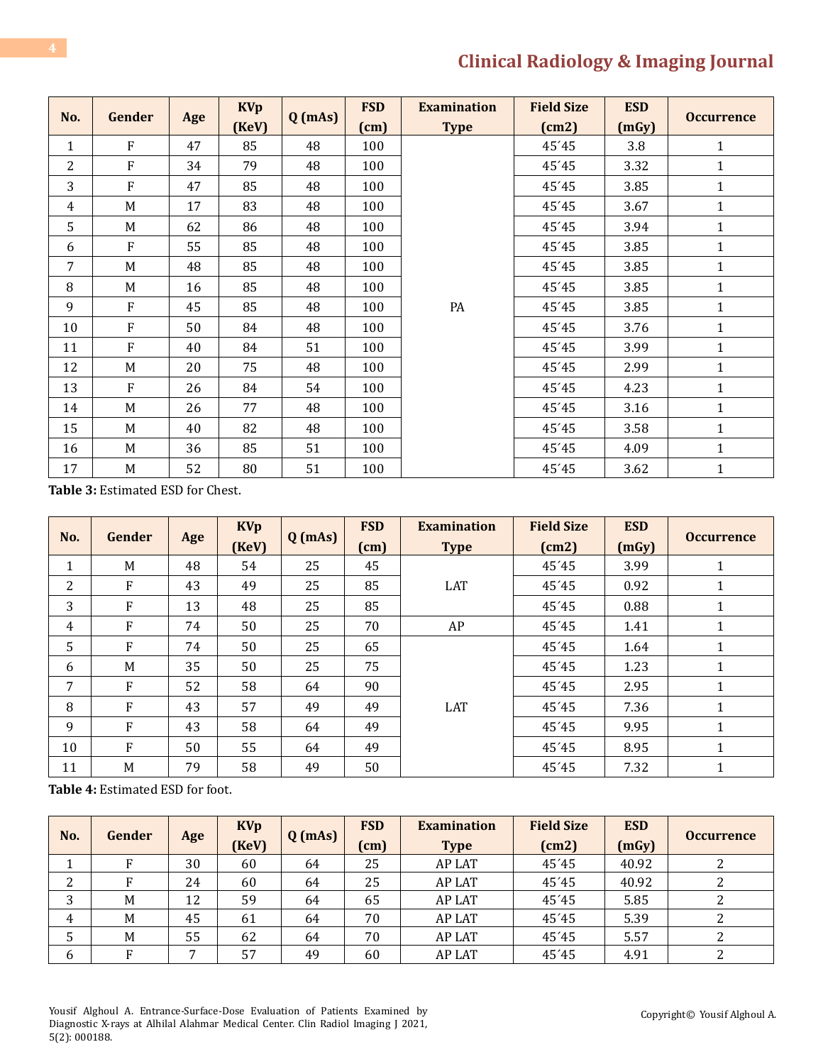| No. | Gender | Age | KVp (KeV) | Q (mAs) | FSD (cm) | Examination Type | Field Size (cm2) | ESD (mGy) | Occurrence |
|---|---|---|---|---|---|---|---|---|---|
| 1 | F | 47 | 85 | 48 | 100 | PA | 45´45 | 3.8 | 1 |
| 2 | F | 34 | 79 | 48 | 100 | | 45´45 | 3.32 | 1 |
| 3 | F | 47 | 85 | 48 | 100 | | 45´45 | 3.85 | 1 |
| 4 | M | 17 | 83 | 48 | 100 | | 45´45 | 3.67 | 1 |
| 5 | M | 62 | 86 | 48 | 100 | | 45´45 | 3.94 | 1 |
| 6 | F | 55 | 85 | 48 | 100 | | 45´45 | 3.85 | 1 |
| 7 | M | 48 | 85 | 48 | 100 | | 45´45 | 3.85 | 1 |
| 8 | M | 16 | 85 | 48 | 100 | | 45´45 | 3.85 | 1 |
| 9 | F | 45 | 85 | 48 | 100 | | 45´45 | 3.85 | 1 |
| 10 | F | 50 | 84 | 48 | 100 | | 45´45 | 3.76 | 1 |
| 11 | F | 40 | 84 | 51 | 100 | | 45´45 | 3.99 | 1 |
| 12 | M | 20 | 75 | 48 | 100 | | 45´45 | 2.99 | 1 |
| 13 | F | 26 | 84 | 54 | 100 | | 45´45 | 4.23 | 1 |
| 14 | M | 26 | 77 | 48 | 100 | | 45´45 | 3.16 | 1 |
| 15 | M | 40 | 82 | 48 | 100 | | 45´45 | 3.58 | 1 |
| 16 | M | 36 | 85 | 51 | 100 | | 45´45 | 4.09 | 1 |
| 17 | M | 52 | 80 | 51 | 100 | | 45´45 | 3.62 | 1 |

**Table 3:** Estimated ESD for Chest.

| No. | Gender | Age | KVp (KeV) | Q (mAs) | FSD (cm) | Examination Type | Field Size (cm2) | ESD (mGy) | Occurrence |
|---|---|---|---|---|---|---|---|---|---|
| 1 | M | 48 | 54 | 25 | 45 | LAT | 45´45 | 3.99 | 1 |
| 2 | F | 43 | 49 | 25 | 85 | | 45´45 | 0.92 | 1 |
| 3 | F | 13 | 48 | 25 | 85 | | 45´45 | 0.88 | 1 |
| 4 | F | 74 | 50 | 25 | 70 | AP | 45´45 | 1.41 | 1 |
| 5 | F | 74 | 50 | 25 | 65 | LAT | 45´45 | 1.64 | 1 |
| 6 | M | 35 | 50 | 25 | 75 | | 45´45 | 1.23 | 1 |
| 7 | F | 52 | 58 | 64 | 90 | | 45´45 | 2.95 | 1 |
| 8 | F | 43 | 57 | 49 | 49 | | 45´45 | 7.36 | 1 |
| 9 | F | 43 | 58 | 64 | 49 | | 45´45 | 9.95 | 1 |
| 10 | F | 50 | 55 | 64 | 49 | | 45´45 | 8.95 | 1 |
| 11 | M | 79 | 58 | 49 | 50 | | 45´45 | 7.32 | 1 |

**Table 4:** Estimated ESD for foot.

| No. | Gender | Age | KVp (KeV) | Q (mAs) | FSD (cm) | Examination Type | Field Size (cm2) | ESD (mGy) | Occurrence |
|---|---|---|---|---|---|---|---|---|---|
| 1 | F | 30 | 60 | 64 | 25 | AP LAT | 45´45 | 40.92 | 2 |
| 2 | F | 24 | 60 | 64 | 25 | AP LAT | 45´45 | 40.92 | 2 |
| 3 | M | 12 | 59 | 64 | 65 | AP LAT | 45´45 | 5.85 | 2 |
| 4 | M | 45 | 61 | 64 | 70 | AP LAT | 45´45 | 5.39 | 2 |
| 5 | M | 55 | 62 | 64 | 70 | AP LAT | 45´45 | 5.57 | 2 |
| 6 | F | 7 | 57 | 49 | 60 | AP LAT | 45´45 | 4.91 | 2 |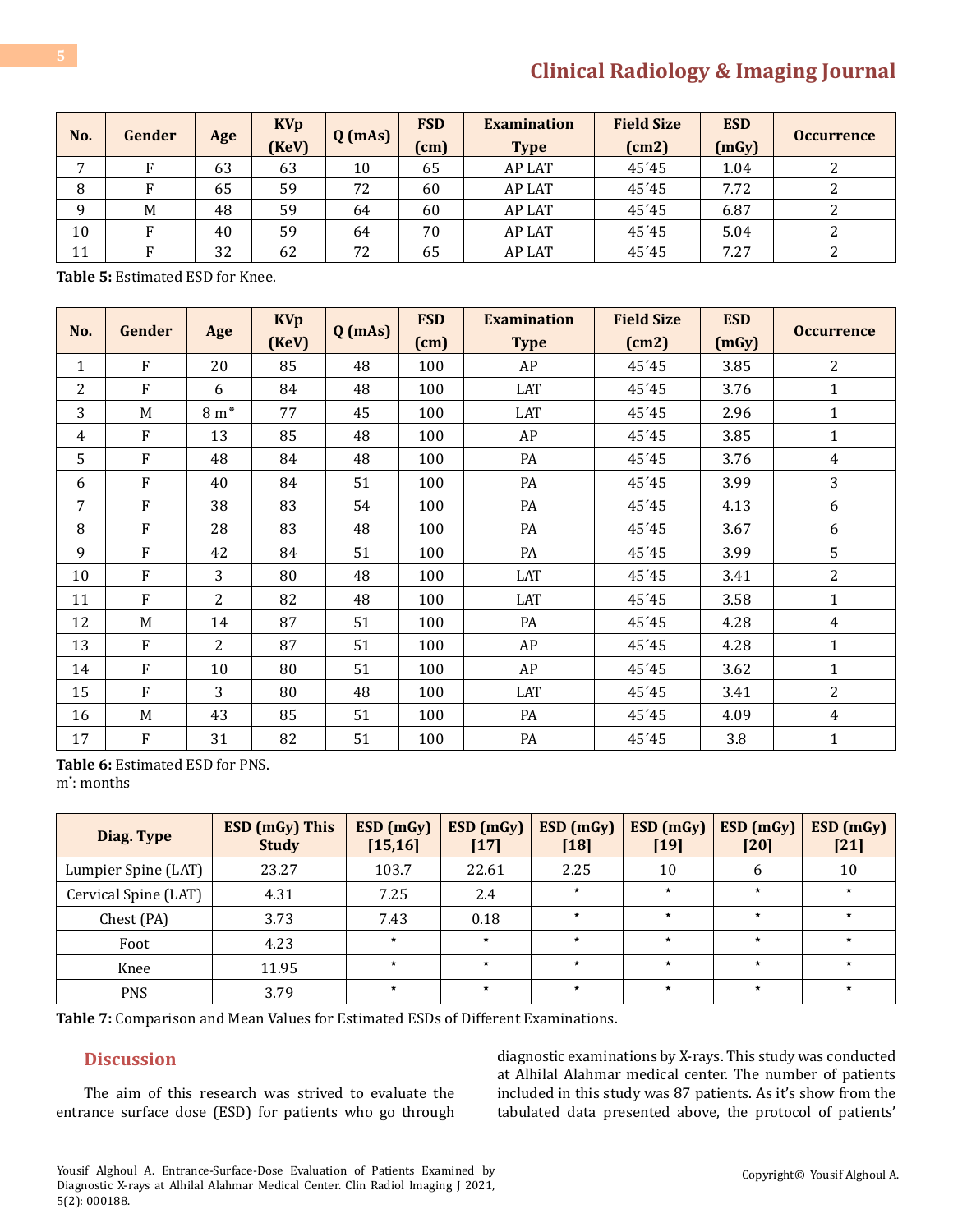| No. | Gender | Age | KVp (KeV) | Q (mAs) | FSD (cm) | Examination Type | Field Size (cm2) | ESD (mGy) | Occurrence |
|---|---|---|---|---|---|---|---|---|---|
| 7 | F | 63 | 63 | 10 | 65 | AP LAT | 45´45 | 1.04 | 2 |
| 8 | F | 65 | 59 | 72 | 60 | AP LAT | 45´45 | 7.72 | 2 |
| 9 | M | 48 | 59 | 64 | 60 | AP LAT | 45´45 | 6.87 | 2 |
| 10 | F | 40 | 59 | 64 | 70 | AP LAT | 45´45 | 5.04 | 2 |
| 11 | F | 32 | 62 | 72 | 65 | AP LAT | 45´45 | 7.27 | 2 |

**Table 5:** Estimated ESD for Knee.

| No. | Gender | Age | KVp (KeV) | Q (mAs) | FSD (cm) | Examination Type | Field Size (cm2) | ESD (mGy) | Occurrence |
|---|---|---|---|---|---|---|---|---|---|
| 1 | F | 20 | 85 | 48 | 100 | AP | 45´45 | 3.85 | 2 |
| 2 | F | 6 | 84 | 48 | 100 | LAT | 45´45 | 3.76 | 1 |
| 3 | M | 8 m* | 77 | 45 | 100 | LAT | 45´45 | 2.96 | 1 |
| 4 | F | 13 | 85 | 48 | 100 | AP | 45´45 | 3.85 | 1 |
| 5 | F | 48 | 84 | 48 | 100 | PA | 45´45 | 3.76 | 4 |
| 6 | F | 40 | 84 | 51 | 100 | PA | 45´45 | 3.99 | 3 |
| 7 | F | 38 | 83 | 54 | 100 | PA | 45´45 | 4.13 | 6 |
| 8 | F | 28 | 83 | 48 | 100 | PA | 45´45 | 3.67 | 6 |
| 9 | F | 42 | 84 | 51 | 100 | PA | 45´45 | 3.99 | 5 |
| 10 | F | 3 | 80 | 48 | 100 | LAT | 45´45 | 3.41 | 2 |
| 11 | F | 2 | 82 | 48 | 100 | LAT | 45´45 | 3.58 | 1 |
| 12 | M | 14 | 87 | 51 | 100 | PA | 45´45 | 4.28 | 4 |
| 13 | F | 2 | 87 | 51 | 100 | AP | 45´45 | 4.28 | 1 |
| 14 | F | 10 | 80 | 51 | 100 | AP | 45´45 | 3.62 | 1 |
| 15 | F | 3 | 80 | 48 | 100 | LAT | 45´45 | 3.41 | 2 |
| 16 | M | 43 | 85 | 51 | 100 | PA | 45´45 | 4.09 | 4 |
| 17 | F | 31 | 82 | 51 | 100 | PA | 45´45 | 3.8 | 1 |

**Table 6:** Estimated ESD for PNS.
m*: months

| Diag. Type | ESD (mGy) This Study | ESD (mGy) [15,16] | ESD (mGy) [17] | ESD (mGy) [18] | ESD (mGy) [19] | ESD (mGy) [20] | ESD (mGy) [21] |
|---|---|---|---|---|---|---|---|
| Lumpier Spine (LAT) | 23.27 | 103.7 | 22.61 | 2.25 | 10 | 6 | 10 |
| Cervical Spine (LAT) | 4.31 | 7.25 | 2.4 | * | * | * | * |
| Chest (PA) | 3.73 | 7.43 | 0.18 | * | * | * | * |
| Foot | 4.23 | * | * | * | * | * | * |
| Knee | 11.95 | * | * | * | * | * | * |
| PNS | 3.79 | * | * | * | * | * | * |

**Table 7:** Comparison and Mean Values for Estimated ESDs of Different Examinations.

## Discussion

The aim of this research was strived to evaluate the entrance surface dose (ESD) for patients who go through diagnostic examinations by X-rays. This study was conducted at Alhilal Alahmar medical center. The number of patients included in this study was 87 patients. As it's show from the tabulated data presented above, the protocol of patients'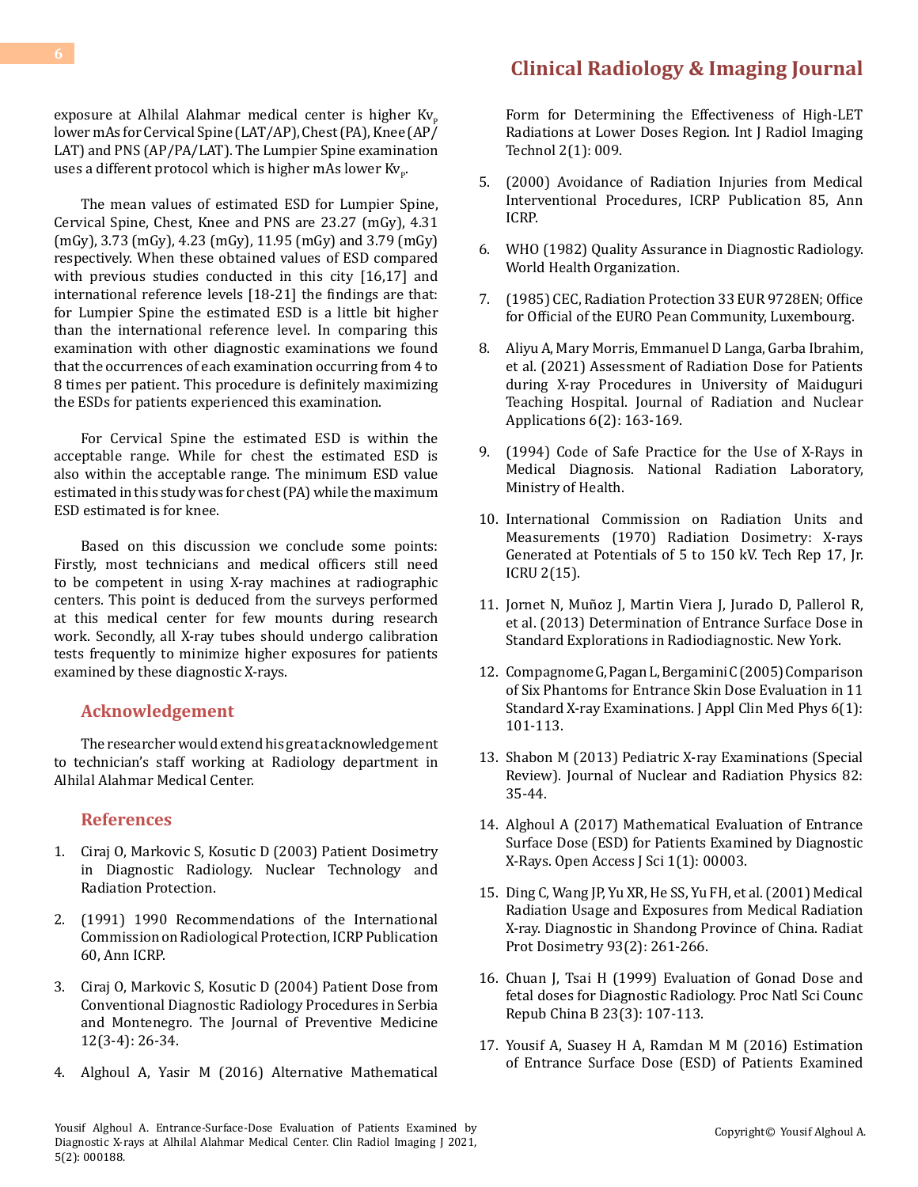exposure at Alhilal Alahmar medical center is higher $Kv_p$ lower mAs for Cervical Spine (LAT/AP), Chest (PA), Knee (AP/LAT) and PNS (AP/PA/LAT). The Lumpier Spine examination uses a different protocol which is higher mAs lower $Kv_p$.

The mean values of estimated ESD for Lumpier Spine, Cervical Spine, Chest, Knee and PNS are 23.27 (mGy), 4.31 (mGy), 3.73 (mGy), 4.23 (mGy), 11.95 (mGy) and 3.79 (mGy) respectively. When these obtained values of ESD compared with previous studies conducted in this city [16,17] and international reference levels [18-21] the findings are that: for Lumpier Spine the estimated ESD is a little bit higher than the international reference level. In comparing this examination with other diagnostic examinations we found that the occurrences of each examination occurring from 4 to 8 times per patient. This procedure is definitely maximizing the ESDs for patients experienced this examination.

For Cervical Spine the estimated ESD is within the acceptable range. While for chest the estimated ESD is also within the acceptable range. The minimum ESD value estimated in this study was for chest (PA) while the maximum ESD estimated is for knee.

Based on this discussion we conclude some points: Firstly, most technicians and medical officers still need to be competent in using X-ray machines at radiographic centers. This point is deduced from the surveys performed at this medical center for few mounts during research work. Secondly, all X-ray tubes should undergo calibration tests frequently to minimize higher exposures for patients examined by these diagnostic X-rays.

## Acknowledgement

The researcher would extend his great acknowledgement to technician's staff working at Radiology department in Alhilal Alahmar Medical Center.

## References

1. Ciraj O, Markovic S, Kosutic D (2003) Patient Dosimetry in Diagnostic Radiology. Nuclear Technology and Radiation Protection.
2. (1991) 1990 Recommendations of the International Commission on Radiological Protection, ICRP Publication 60, Ann ICRP.
3. Ciraj O, Markovic S, Kosutic D (2004) Patient Dose from Conventional Diagnostic Radiology Procedures in Serbia and Montenegro. The Journal of Preventive Medicine 12(3-4): 26-34.
4. Alghoul A, Yasir M (2016) Alternative Mathematical Form for Determining the Effectiveness of High-LET Radiations at Lower Doses Region. Int J Radiol Imaging Technol 2(1): 009.
5. (2000) Avoidance of Radiation Injuries from Medical Interventional Procedures, ICRP Publication 85, Ann ICRP.
6. WHO (1982) Quality Assurance in Diagnostic Radiology. World Health Organization.
7. (1985) CEC, Radiation Protection 33 EUR 9728EN; Office for Official of the EURO Pean Community, Luxembourg.
8. Aliyu A, Mary Morris, Emmanuel D Langa, Garba Ibrahim, et al. (2021) Assessment of Radiation Dose for Patients during X-ray Procedures in University of Maiduguri Teaching Hospital. Journal of Radiation and Nuclear Applications 6(2): 163-169.
9. (1994) Code of Safe Practice for the Use of X-Rays in Medical Diagnosis. National Radiation Laboratory, Ministry of Health.
10. International Commission on Radiation Units and Measurements (1970) Radiation Dosimetry: X-rays Generated at Potentials of 5 to 150 kV. Tech Rep 17, Jr. ICRU 2(15).
11. Jornet N, Muñoz J, Martin Viera J, Jurado D, Pallerol R, et al. (2013) Determination of Entrance Surface Dose in Standard Explorations in Radiodiagnostic. New York.
12. Compagnome G, Pagan L, Bergamini C (2005) Comparison of Six Phantoms for Entrance Skin Dose Evaluation in 11 Standard X-ray Examinations. J Appl Clin Med Phys 6(1): 101-113.
13. Shabon M (2013) Pediatric X-ray Examinations (Special Review). Journal of Nuclear and Radiation Physics 82: 35-44.
14. Alghoul A (2017) Mathematical Evaluation of Entrance Surface Dose (ESD) for Patients Examined by Diagnostic X-Rays. Open Access J Sci 1(1): 00003.
15. Ding C, Wang JP, Yu XR, He SS, Yu FH, et al. (2001) Medical Radiation Usage and Exposures from Medical Radiation X-ray. Diagnostic in Shandong Province of China. Radiat Prot Dosimetry 93(2): 261-266.
16. Chuan J, Tsai H (1999) Evaluation of Gonad Dose and fetal doses for Diagnostic Radiology. Proc Natl Sci Counc Repub China B 23(3): 107-113.
17. Yousif A, Suasey H A, Ramdan M M (2016) Estimation of Entrance Surface Dose (ESD) of Patients Examined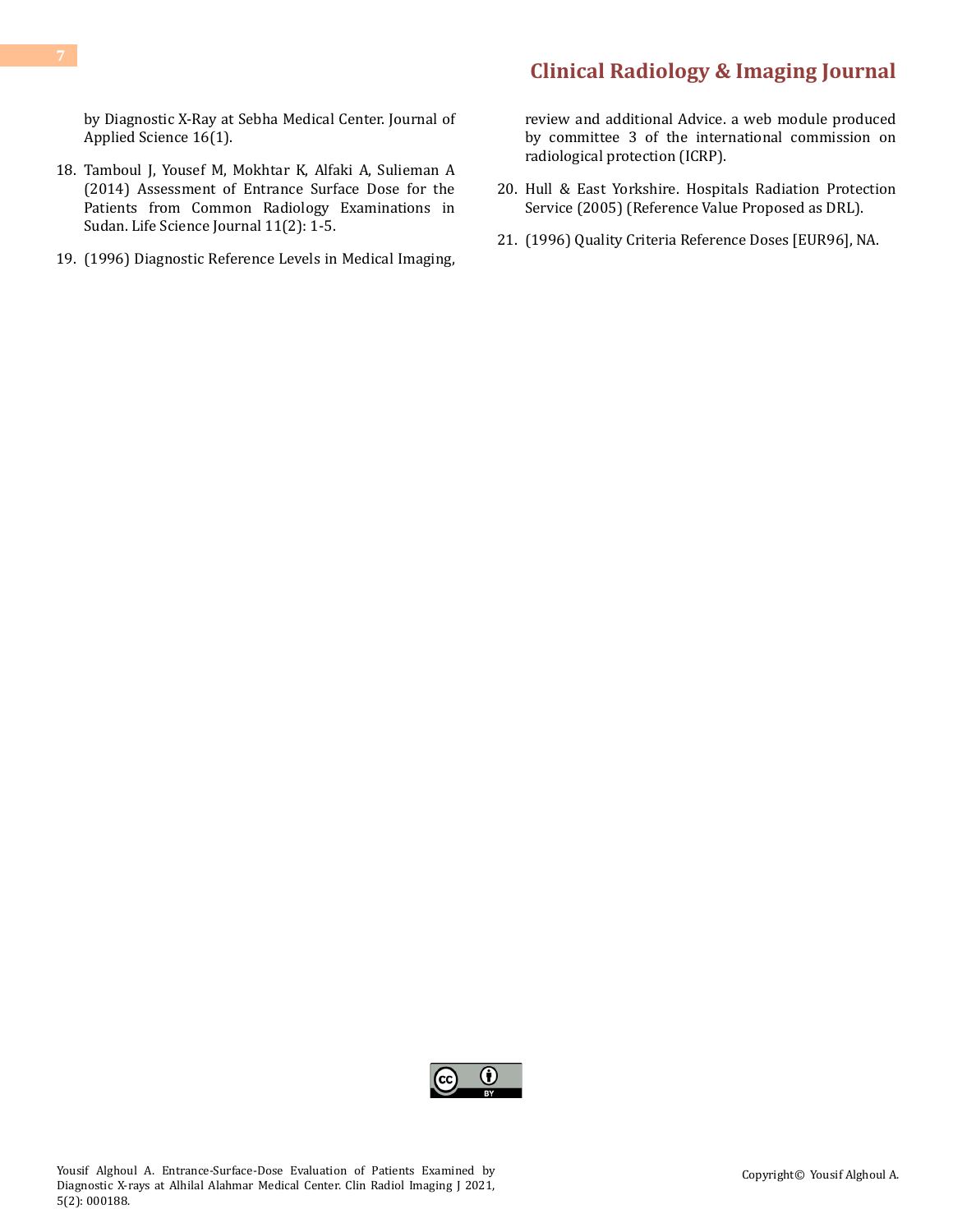by Diagnostic X-Ray at Sebha Medical Center. Journal of Applied Science 16(1).

18. Tamboul J, Yousef M, Mokhtar K, Alfaki A, Sulieman A (2014) Assessment of Entrance Surface Dose for the Patients from Common Radiology Examinations in Sudan. Life Science Journal 11(2): 1-5.

19. (1996) Diagnostic Reference Levels in Medical Imaging, review and additional Advice. a web module produced by committee 3 of the international commission on radiological protection (ICRP).

20. Hull & East Yorkshire. Hospitals Radiation Protection Service (2005) (Reference Value Proposed as DRL).

21. (1996) Quality Criteria Reference Doses [EUR96], NA.